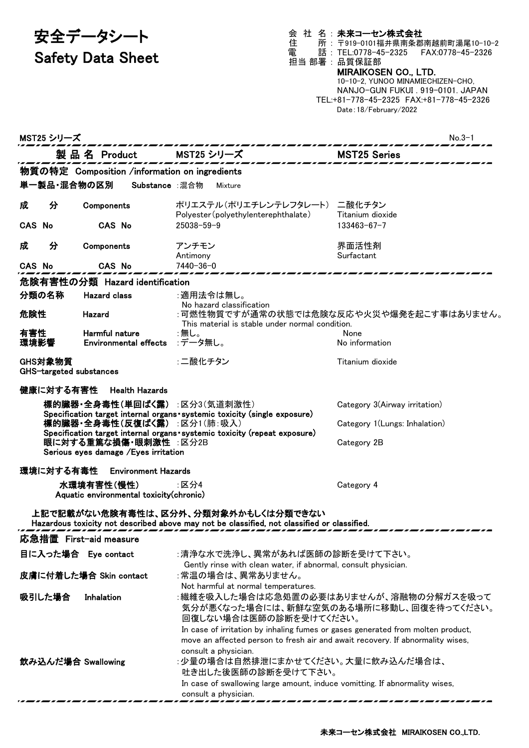# 安全データシート
# Safety Data Sheet

会 社 名：**未来コーセン株式会社**
住　　所：〒919-0101福井県南条郡南越前町湯尾10-10-2
電　　話：TEL:0778-45-2325　FAX:0778-45-2326
担当 部署：品質保証部

**MIRAIKOSEN CO., LTD.**
10-10-2, YUNOO MINAMIECHIZEN-CHO,
NANJO-GUN FUKUI . 919-0101. JAPAN
TEL:+81-778-45-2325 FAX:+81-778-45-2326
Date : 18/February/2022

**MST25 シリーズ**　　No.3-1

| | | | |
|---|---|---|---|
| **製 品 名** | **Product** | **MST25 シリーズ** | **MST25 Series** |

## 物質の特定　Composition /information on ingredients

**単一製品・混合物の区別**　**Substance**：混合物　Mixture

| | | | |
|---|---|---|---|
| **成　分** | **Components** | ポリエステル(ポリエチレンテレフタレート)<br>Polyester(polyethylenterephthalate) | 二酸化チタン<br>Titanium dioxide |
| **CAS No** | **CAS No** | 25038-59-9 | 133463-67-7 |
| **成　分** | **Components** | アンチモン<br>Antimony | 界面活性剤<br>Surfactant |
| **CAS No** | **CAS No** | 7440-36-0 | |

## 危険有害性の分類　Hazard identification

| | | | |
|---|---|---|---|
| **分類の名称** | **Hazard class** | ：適用法令は無し。<br>No hazard classification | |
| **危険性** | **Hazard** | ：可燃性物質ですが通常の状態では危険な反応や火災や爆発を起こす事はありません。<br>This material is stable under normal condition. | |
| **有害性** | **Harmful nature** | ：無し。 | None |
| **環境影響** | **Environmental effects** | ：データ無し。 | No information |

**GHS対象物質**
**GHS-targeted substances**　：二酸化チタン　Titanium dioxide

**健康に対する有害性**　**Health Hazards**

| | | |
|---|---|---|
| **標的臓器・全身毒性(単回ばく露)**<br>**Specification target internal organs・systemic toxicity (single exposure)** | ：区分3(気道刺激性) | Category 3(Airway irritation) |
| **標的臓器・全身毒性(反復ばく露)**<br>**Specification target internal organs・systemic toxicity (repeat exposure)** | ：区分1(肺：吸入) | Category 1(Lungs: Inhalation) |
| **眼に対する重篤な損傷・眼刺激性**<br>**Serious eyes damage /Eyes irritation** | ：区分2B | Category 2B |

**環境に対する有害性**　**Environment Hazards**

| | | |
|---|---|---|
| **水環境有害性(慢性)**<br>**Aquatic environmental toxicity(chronic)** | ：区分4 | Category 4 |

**上記で記載がない危険有害性は、区分外、分類対象外かもしくは分類できない**
**Hazardous toxicity not described above may not be classified, not classified or classified.**

## 応急措置　First-aid measure

**目に入った場合　Eye contact**
：清浄な水で洗浄し、異常があれば医師の診断を受けて下さい。
Gently rinse with clean water, if abnormal, consult physician.

**皮膚に付着した場合 Skin contact**
：常温の場合は、異常ありません。
Not harmful at normal temperatures.

**吸引した場合　Inhalation**
：繊維を吸入した場合は応急処置の必要はありませんが、溶融物の分解ガスを吸って気分が悪くなった場合には、新鮮な空気のある場所に移動し、回復を待ってください。回復しない場合は医師の診断を受けてください。
In case of irritation by inhaling fumes or gases generated from molten product, move an affected person to fresh air and await recovery. If abnormality wises, consult a physician.

**飲み込んだ場合 Swallowing**
：少量の場合は自然排泄にまかせてください。大量に飲み込んだ場合は、吐き出した後医師の診断を受けて下さい。
In case of swallowing large amount, induce vomitting. If abnormality wises, consult a physician.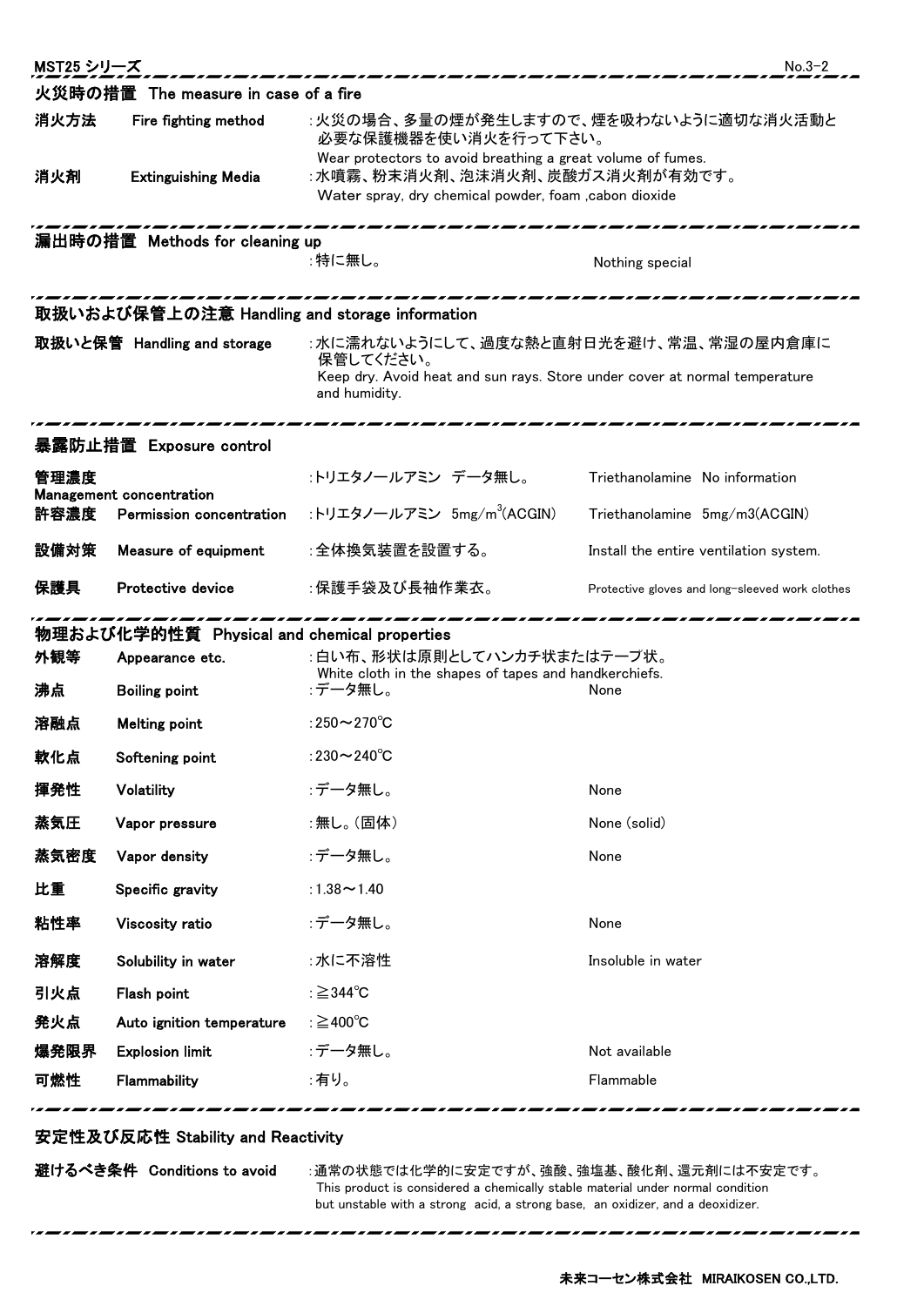## 火災時の措置 The measure in case of a fire

| | | |
|---|---|---|
| 消火方法 | Fire fighting method | :火災の場合、多量の煙が発生しますので、煙を吸わないように適切な消火活動と必要な保護機器を使い消火を行って下さい。<br>Wear protectors to avoid breathing a great volume of fumes. |
| 消火剤 | Extinguishing Media | :水噴霧、粉末消火剤、泡沫消火剤、炭酸ガス消火剤が有効です。<br>Water spray, dry chemical powder, foam ,cabon dioxide |

## 漏出時の措置 Methods for cleaning up

:特に無し。 Nothing special

## 取扱いおよび保管上の注意 Handling and storage information

| | | |
|---|---|---|
| 取扱いと保管 | Handling and storage | :水に濡れないようにして、過度な熱と直射日光を避け、常温、常湿の屋内倉庫に保管してください。<br>Keep dry. Avoid heat and sun rays. Store under cover at normal temperature and humidity. |

## 暴露防止措置 Exposure control

| | | | |
|---|---|---|---|
| 管理濃度 | Management concentration | :トリエタノールアミン データ無し。 | Triethanolamine No information |
| 許容濃度 | Permission concentration | :トリエタノールアミン 5mg/$m^3$(ACGIN) | Triethanolamine 5mg/m3(ACGIN) |
| 設備対策 | Measure of equipment | :全体換気装置を設置する。 | Install the entire ventilation system. |
| 保護具 | Protective device | :保護手袋及び長袖作業衣。 | Protective gloves and long-sleeved work clothes |

## 物理および化学的性質 Physical and chemical properties

| | | | |
|---|---|---|---|
| 外観等 | Appearance etc. | :白い布、形状は原則としてハンカチ状またはテープ状。<br>White cloth in the shapes of tapes and handkerchiefs. | |
| 沸点 | Boiling point | :データ無し。 | None |
| 溶融点 | Melting point | :250～270℃ | |
| 軟化点 | Softening point | :230～240℃ | |
| 揮発性 | Volatility | :データ無し。 | None |
| 蒸気圧 | Vapor pressure | :無し。(固体) | None (solid) |
| 蒸気密度 | Vapor density | :データ無し。 | None |
| 比重 | Specific gravity | :1.38～1.40 | |
| 粘性率 | Viscosity ratio | :データ無し。 | None |
| 溶解度 | Solubility in water | :水に不溶性 | Insoluble in water |
| 引火点 | Flash point | :≧344℃ | |
| 発火点 | Auto ignition temperature | :≧400℃ | |
| 爆発限界 | Explosion limit | :データ無し。 | Not available |
| 可燃性 | Flammability | :有り。 | Flammable |

## 安定性及び反応性 Stability and Reactivity

| | | |
|---|---|---|
| 避けるべき条件 | Conditions to avoid | :通常の状態では化学的に安定ですが、強酸、強塩基、酸化剤、還元剤には不安定です。<br>This product is considered a chemically stable material under normal condition but unstable with a strong acid, a strong base, an oxidizer, and a deoxidizer. |

未来コーセン株式会社 MIRAIKOSEN CO.,LTD.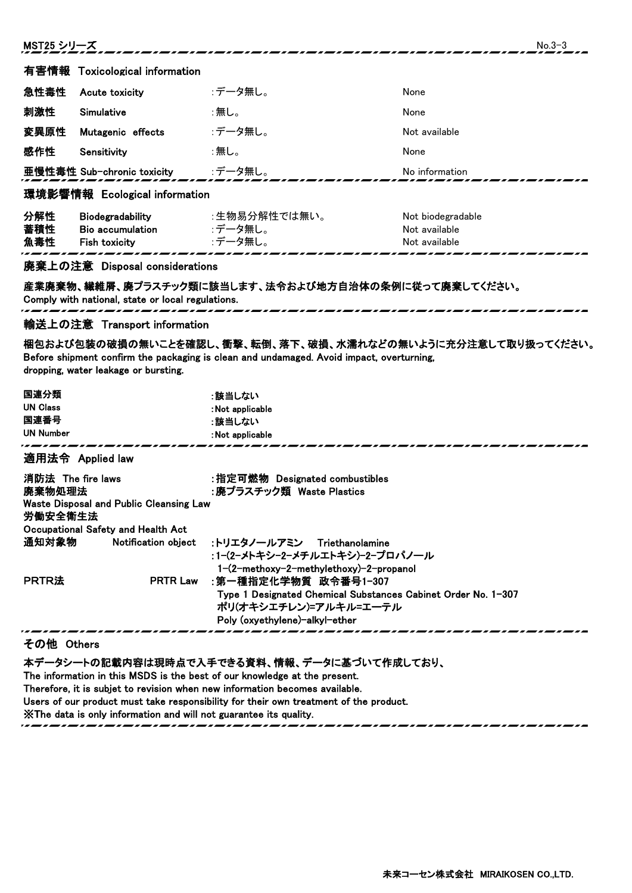## 有害情報 Toxicological information

| | | | |
|---|---|---|---|
| 急性毒性 | Acute toxicity | :データ無し。 | None |
| 刺激性 | Simulative | :無し。 | None |
| 変異原性 | Mutagenic effects | :データ無し。 | Not available |
| 感作性 | Sensitivity | :無し。 | None |
| 亜慢性毒性 | Sub-chronic toxicity | :データ無し。 | No information |

## 環境影響情報 Ecological information

| | | | |
|---|---|---|---|
| 分解性 | Biodegradability | :生物易分解性では無い。 | Not biodegradable |
| 蓄積性 | Bio accumulation | :データ無し。 | Not available |
| 魚毒性 | Fish toxicity | :データ無し。 | Not available |

## 廃棄上の注意 Disposal considerations

**産業廃棄物、繊維屑、廃プラスチック類に該当します、法令および地方自治体の条例に従って廃棄してください。**
Comply with national, state or local regulations.

## 輸送上の注意 Transport information

**梱包および包装の破損の無いことを確認し、衝撃、転倒、落下、破損、水濡れなどの無いように充分注意して取り扱ってください。**
Before shipment confirm the packaging is clean and undamaged. Avoid impact, overturning, dropping, water leakage or bursting.

| | |
|---|---|
| 国連分類 | :該当しない |
| UN Class | :Not applicable |
| 国連番号 | :該当しない |
| UN Number | :Not applicable |

## 適用法令 Applied law

| | |
|---|---|
| 消防法 The fire laws | :指定可燃物 Designated combustibles |
| 廃棄物処理法 Waste Disposal and Public Cleansing Law | :廃プラスチック類 Waste Plastics |
| 労働安全衛生法 Occupational Safety and Health Act | |
| 通知対象物 Notification object | :トリエタノールアミン Triethanolamine |
| | :1-(2-メトキシ-2-メチルエトキシ)-2-プロパノール 1-(2-methoxy-2-methylethoxy)-2-propanol |
| PRTR法 PRTR Law | :第一種指定化学物質 政令番号1-307 Type 1 Designated Chemical Substances Cabinet Order No. 1-307 ポリ(オキシエチレン)=アルキル=エーテル Poly (oxyethylene)-alkyl-ether |

## その他 Others

**本データシートの記載内容は現時点で入手できる資料、情報、データに基づいて作成しており、**
The information in this MSDS is the best of our knowledge at the present.
Therefore, it is subjet to revision when new information becomes available.
Users of our product must take responsibility for their own treatment of the product.
※The data is only information and will not guarantee its quality.

未来コーセン株式会社 MIRAIKOSEN CO.,LTD.